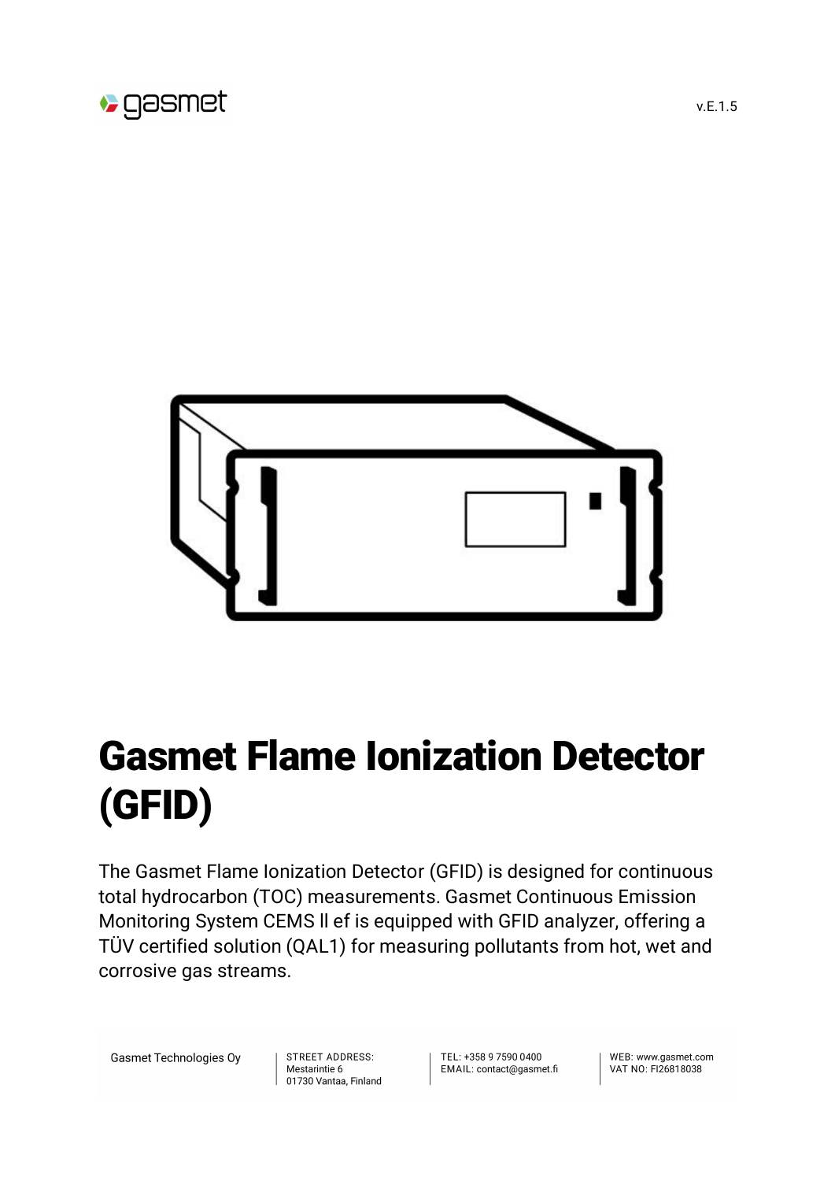v.E.1.5

# Gasmet Flame Ionization Detector (GFID)

The Gasmet Flame Ionization Detector (GFID) is designed for continuous total hydrocarbon (TOC) measurements. Gasmet Continuous Emission Monitoring System CEMS II ef is equipped with GFID analyzer, offering a TÜV certified solution (QAL1) for measuring pollutants from hot, wet and corrosive gas streams.

Gasmet Technologies Oy

STREET ADDRESS:
Mestarintie 6
01730 Vantaa, Finland

TEL: +358 9 7590 0400
EMAIL: contact@gasmet.fi

WEB: www.gasmet.com
VAT NO: FI26818038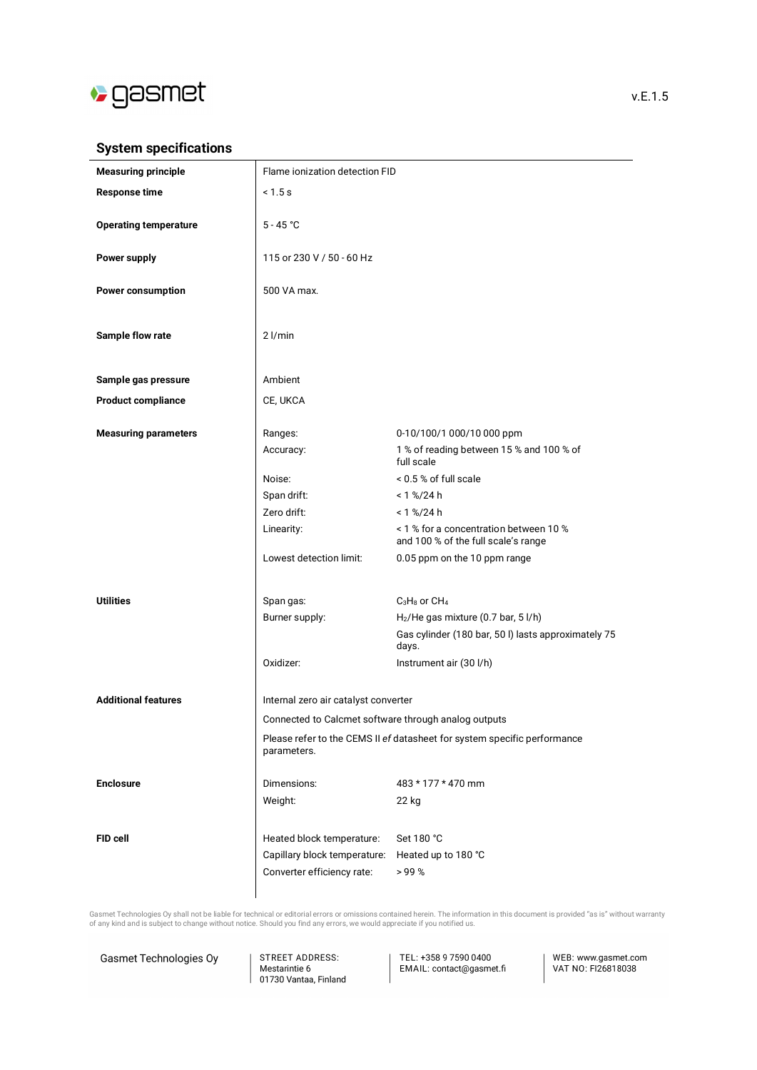## System specifications

| | | |
|---|---|---|
| **Measuring principle** | Flame ionization detection FID | |
| **Response time** | < 1.5 s | |
| **Operating temperature** | 5 - 45 °C | |
| **Power supply** | 115 or 230 V / 50 - 60 Hz | |
| **Power consumption** | 500 VA max. | |
| **Sample flow rate** | 2 l/min | |
| **Sample gas pressure** | Ambient | |
| **Product compliance** | CE, UKCA | |
| **Measuring parameters** | Ranges: | 0-10/100/1 000/10 000 ppm |
| | Accuracy: | 1 % of reading between 15 % and 100 % of full scale |
| | Noise: | < 0.5 % of full scale |
| | Span drift: | < 1 %/24 h |
| | Zero drift: | < 1 %/24 h |
| | Linearity: | < 1 % for a concentration between 10 % and 100 % of the full scale's range |
| | Lowest detection limit: | 0.05 ppm on the 10 ppm range |
| **Utilities** | Span gas: | $C_3H_8$ or $CH_4$ |
| | Burner supply: | $H_2$/He gas mixture (0.7 bar, 5 l/h) |
| | | Gas cylinder (180 bar, 50 l) lasts approximately 75 days. |
| | Oxidizer: | Instrument air (30 l/h) |
| **Additional features** | Internal zero air catalyst converter | |
| | Connected to Calcmet software through analog outputs | |
| | Please refer to the CEMS II *ef* datasheet for system specific performance parameters. | |
| **Enclosure** | Dimensions: | 483 * 177 * 470 mm |
| | Weight: | 22 kg |
| **FID cell** | Heated block temperature: | Set 180 °C |
| | Capillary block temperature: | Heated up to 180 °C |
| | Converter efficiency rate: | > 99 % |

Gasmet Technologies Oy shall not be liable for technical or editorial errors or omissions contained herein. The information in this document is provided "as is" without warranty of any kind and is subject to change without notice. Should you find any errors, we would appreciate if you notified us.

Gasmet Technologies Oy

STREET ADDRESS:
Mestarintie 6
01730 Vantaa, Finland

TEL: +358 9 7590 0400
EMAIL: contact@gasmet.fi

WEB: www.gasmet.com
VAT NO: FI26818038